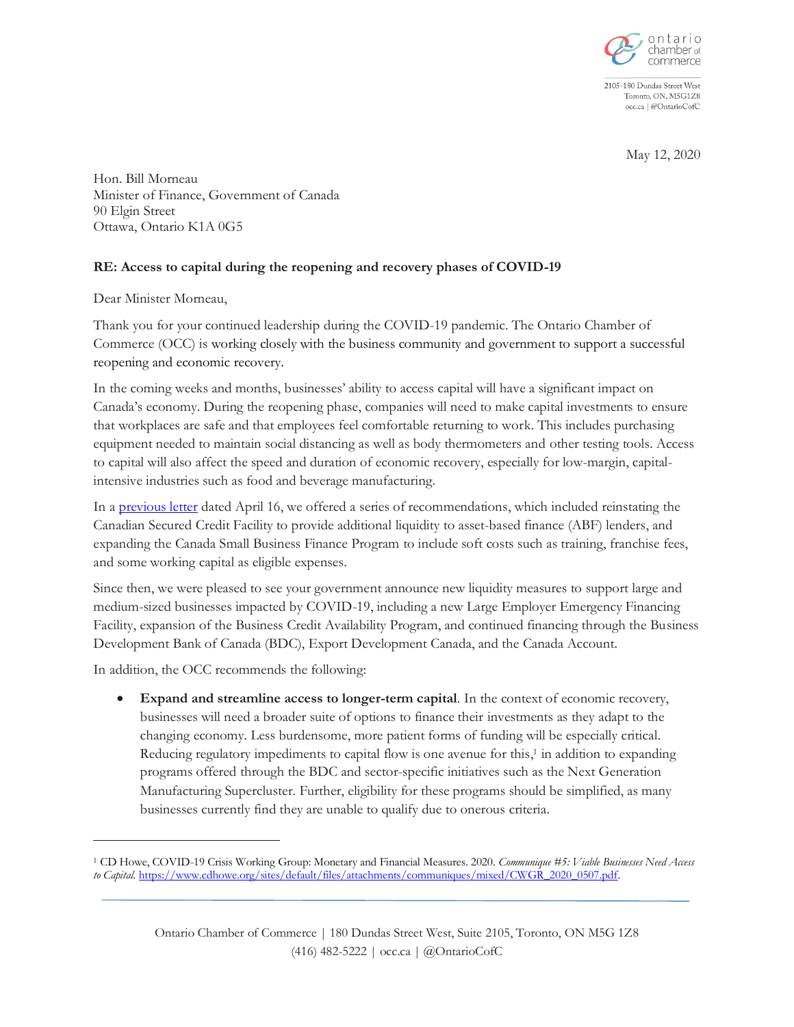ontario chamber of commerce

2105-180 Dundas Street West
Toronto, ON, M5G1Z8
occ.ca | @OntarioCofC

May 12, 2020

Hon. Bill Morneau
Minister of Finance, Government of Canada
90 Elgin Street
Ottawa, Ontario K1A 0G5

**RE: Access to capital during the reopening and recovery phases of COVID-19**

Dear Minister Morneau,

Thank you for your continued leadership during the COVID-19 pandemic. The Ontario Chamber of Commerce (OCC) is working closely with the business community and government to support a successful reopening and economic recovery.

In the coming weeks and months, businesses' ability to access capital will have a significant impact on Canada's economy. During the reopening phase, companies will need to make capital investments to ensure that workplaces are safe and that employees feel comfortable returning to work. This includes purchasing equipment needed to maintain social distancing as well as body thermometers and other testing tools. Access to capital will also affect the speed and duration of economic recovery, especially for low-margin, capital-intensive industries such as food and beverage manufacturing.

In a previous letter dated April 16, we offered a series of recommendations, which included reinstating the Canadian Secured Credit Facility to provide additional liquidity to asset-based finance (ABF) lenders, and expanding the Canada Small Business Finance Program to include soft costs such as training, franchise fees, and some working capital as eligible expenses.

Since then, we were pleased to see your government announce new liquidity measures to support large and medium-sized businesses impacted by COVID-19, including a new Large Employer Emergency Financing Facility, expansion of the Business Credit Availability Program, and continued financing through the Business Development Bank of Canada (BDC), Export Development Canada, and the Canada Account.

In addition, the OCC recommends the following:

- **Expand and streamline access to longer-term capital**. In the context of economic recovery, businesses will need a broader suite of options to finance their investments as they adapt to the changing economy. Less burdensome, more patient forms of funding will be especially critical. Reducing regulatory impediments to capital flow is one avenue for this,[1] in addition to expanding programs offered through the BDC and sector-specific initiatives such as the Next Generation Manufacturing Supercluster. Further, eligibility for these programs should be simplified, as many businesses currently find they are unable to qualify due to onerous criteria.

---

[1] CD Howe, COVID-19 Crisis Working Group: Monetary and Financial Measures. 2020. *Communique #5: Viable Businesses Need Access to Capital.* https://www.cdhowe.org/sites/default/files/attachments/communiques/mixed/CWGR_2020_0507.pdf.

Ontario Chamber of Commerce | 180 Dundas Street West, Suite 2105, Toronto, ON M5G 1Z8
(416) 482-5222 | occ.ca | @OntarioCofC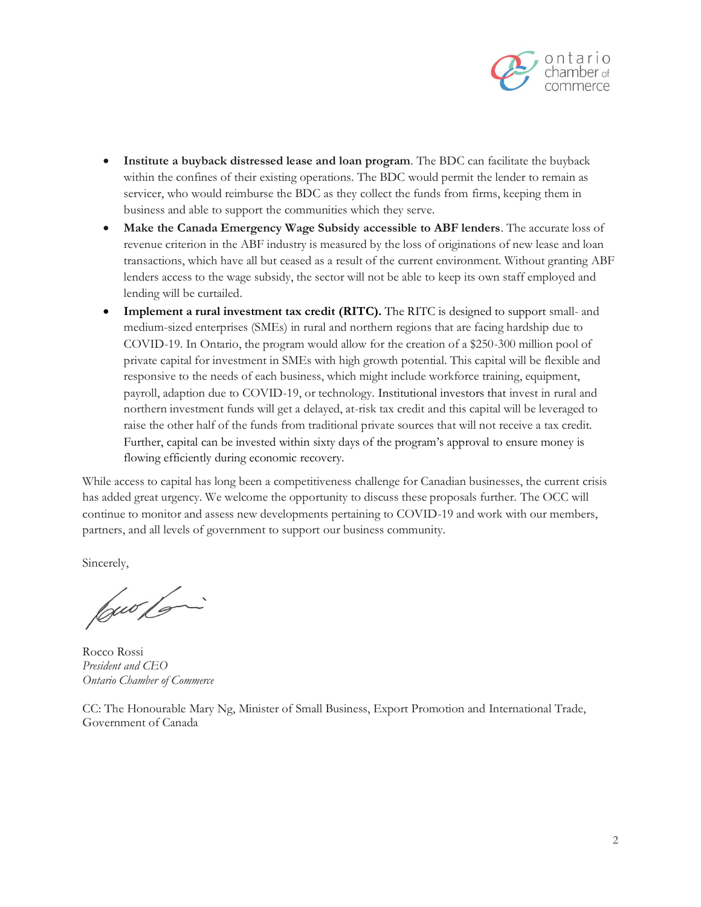- **Institute a buyback distressed lease and loan program**. The BDC can facilitate the buyback within the confines of their existing operations. The BDC would permit the lender to remain as servicer, who would reimburse the BDC as they collect the funds from firms, keeping them in business and able to support the communities which they serve.
- **Make the Canada Emergency Wage Subsidy accessible to ABF lenders**. The accurate loss of revenue criterion in the ABF industry is measured by the loss of originations of new lease and loan transactions, which have all but ceased as a result of the current environment. Without granting ABF lenders access to the wage subsidy, the sector will not be able to keep its own staff employed and lending will be curtailed.
- **Implement a rural investment tax credit (RITC).** The RITC is designed to support small- and medium-sized enterprises (SMEs) in rural and northern regions that are facing hardship due to COVID-19. In Ontario, the program would allow for the creation of a $250-300 million pool of private capital for investment in SMEs with high growth potential. This capital will be flexible and responsive to the needs of each business, which might include workforce training, equipment, payroll, adaption due to COVID-19, or technology. Institutional investors that invest in rural and northern investment funds will get a delayed, at-risk tax credit and this capital will be leveraged to raise the other half of the funds from traditional private sources that will not receive a tax credit. Further, capital can be invested within sixty days of the program's approval to ensure money is flowing efficiently during economic recovery.

While access to capital has long been a competitiveness challenge for Canadian businesses, the current crisis has added great urgency. We welcome the opportunity to discuss these proposals further. The OCC will continue to monitor and assess new developments pertaining to COVID-19 and work with our members, partners, and all levels of government to support our business community.

Sincerely,

Rocco Rossi
*President and CEO*
*Ontario Chamber of Commerce*

CC: The Honourable Mary Ng, Minister of Small Business, Export Promotion and International Trade, Government of Canada